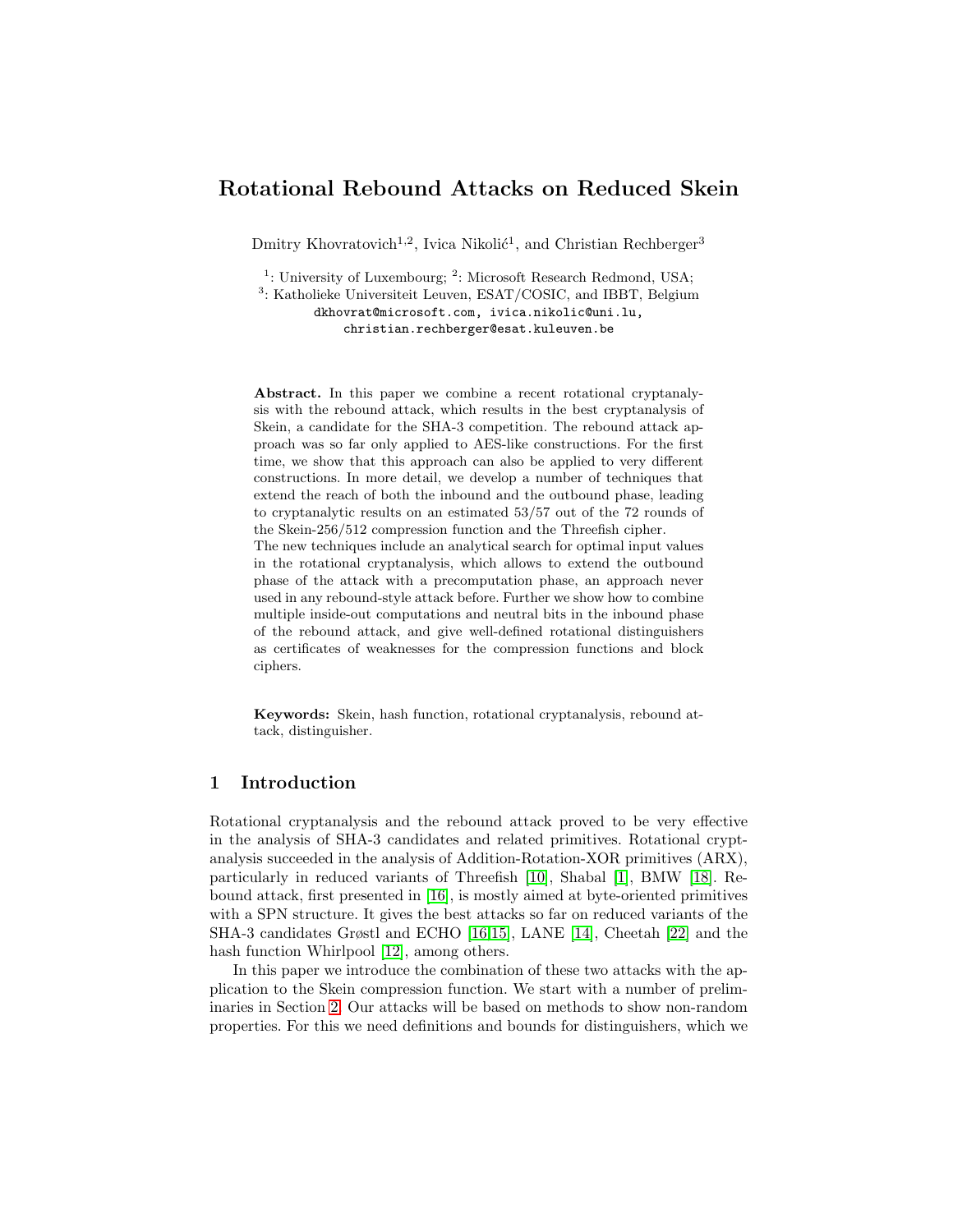# Rotational Rebound Attacks on Reduced Skein

Dmitry Khovratovich[1,2], Ivica Nikolić[1], and Christian Rechberger[3]

[1]: University of Luxembourg; [2]: Microsoft Research Redmond, USA;
[3]: Katholieke Universiteit Leuven, ESAT/COSIC, and IBBT, Belgium
dkhovrat@microsoft.com, ivica.nikolic@uni.lu,
christian.rechberger@esat.kuleuven.be

**Abstract.** In this paper we combine a recent rotational cryptanalysis with the rebound attack, which results in the best cryptanalysis of Skein, a candidate for the SHA-3 competition. The rebound attack approach was so far only applied to AES-like constructions. For the first time, we show that this approach can also be applied to very different constructions. In more detail, we develop a number of techniques that extend the reach of both the inbound and the outbound phase, leading to cryptanalytic results on an estimated 53/57 out of the 72 rounds of the Skein-256/512 compression function and the Threefish cipher.
The new techniques include an analytical search for optimal input values in the rotational cryptanalysis, which allows to extend the outbound phase of the attack with a precomputation phase, an approach never used in any rebound-style attack before. Further we show how to combine multiple inside-out computations and neutral bits in the inbound phase of the rebound attack, and give well-defined rotational distinguishers as certificates of weaknesses for the compression functions and block ciphers.

**Keywords:** Skein, hash function, rotational cryptanalysis, rebound attack, distinguisher.

## 1 Introduction

Rotational cryptanalysis and the rebound attack proved to be very effective in the analysis of SHA-3 candidates and related primitives. Rotational cryptanalysis succeeded in the analysis of Addition-Rotation-XOR primitives (ARX), particularly in reduced variants of Threefish [10], Shabal [1], BMW [18]. Rebound attack, first presented in [16], is mostly aimed at byte-oriented primitives with a SPN structure. It gives the best attacks so far on reduced variants of the SHA-3 candidates Grøstl and ECHO [16,15], LANE [14], Cheetah [22] and the hash function Whirlpool [12], among others.

In this paper we introduce the combination of these two attacks with the application to the Skein compression function. We start with a number of preliminaries in Section 2. Our attacks will be based on methods to show non-random properties. For this we need definitions and bounds for distinguishers, which we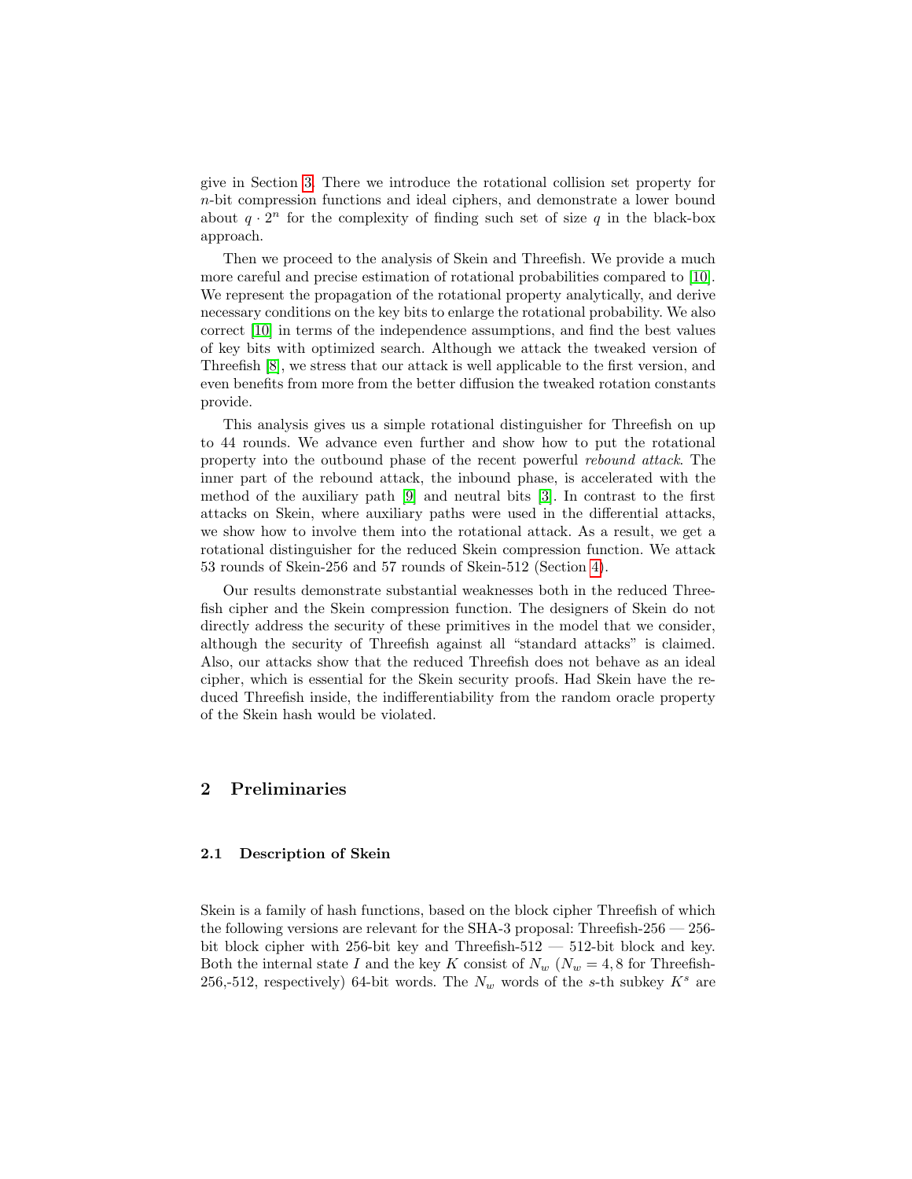give in Section 3. There we introduce the rotational collision set property for $n$-bit compression functions and ideal ciphers, and demonstrate a lower bound about $q \cdot 2^n$ for the complexity of finding such set of size $q$ in the black-box approach.

Then we proceed to the analysis of Skein and Threefish. We provide a much more careful and precise estimation of rotational probabilities compared to [10]. We represent the propagation of the rotational property analytically, and derive necessary conditions on the key bits to enlarge the rotational probability. We also correct [10] in terms of the independence assumptions, and find the best values of key bits with optimized search. Although we attack the tweaked version of Threefish [8], we stress that our attack is well applicable to the first version, and even benefits from more from the better diffusion the tweaked rotation constants provide.

This analysis gives us a simple rotational distinguisher for Threefish on up to 44 rounds. We advance even further and show how to put the rotational property into the outbound phase of the recent powerful *rebound attack*. The inner part of the rebound attack, the inbound phase, is accelerated with the method of the auxiliary path [9] and neutral bits [3]. In contrast to the first attacks on Skein, where auxiliary paths were used in the differential attacks, we show how to involve them into the rotational attack. As a result, we get a rotational distinguisher for the reduced Skein compression function. We attack 53 rounds of Skein-256 and 57 rounds of Skein-512 (Section 4).

Our results demonstrate substantial weaknesses both in the reduced Threefish cipher and the Skein compression function. The designers of Skein do not directly address the security of these primitives in the model that we consider, although the security of Threefish against all "standard attacks" is claimed. Also, our attacks show that the reduced Threefish does not behave as an ideal cipher, which is essential for the Skein security proofs. Had Skein have the reduced Threefish inside, the indifferentiability from the random oracle property of the Skein hash would be violated.

## 2 Preliminaries

### 2.1 Description of Skein

Skein is a family of hash functions, based on the block cipher Threefish of which the following versions are relevant for the SHA-3 proposal: Threefish-256 — 256-bit block cipher with 256-bit key and Threefish-512 — 512-bit block and key. Both the internal state $I$ and the key $K$ consist of $N_w$ ($N_w = 4, 8$ for Threefish-256,-512, respectively) 64-bit words. The $N_w$ words of the $s$-th subkey $K^s$ are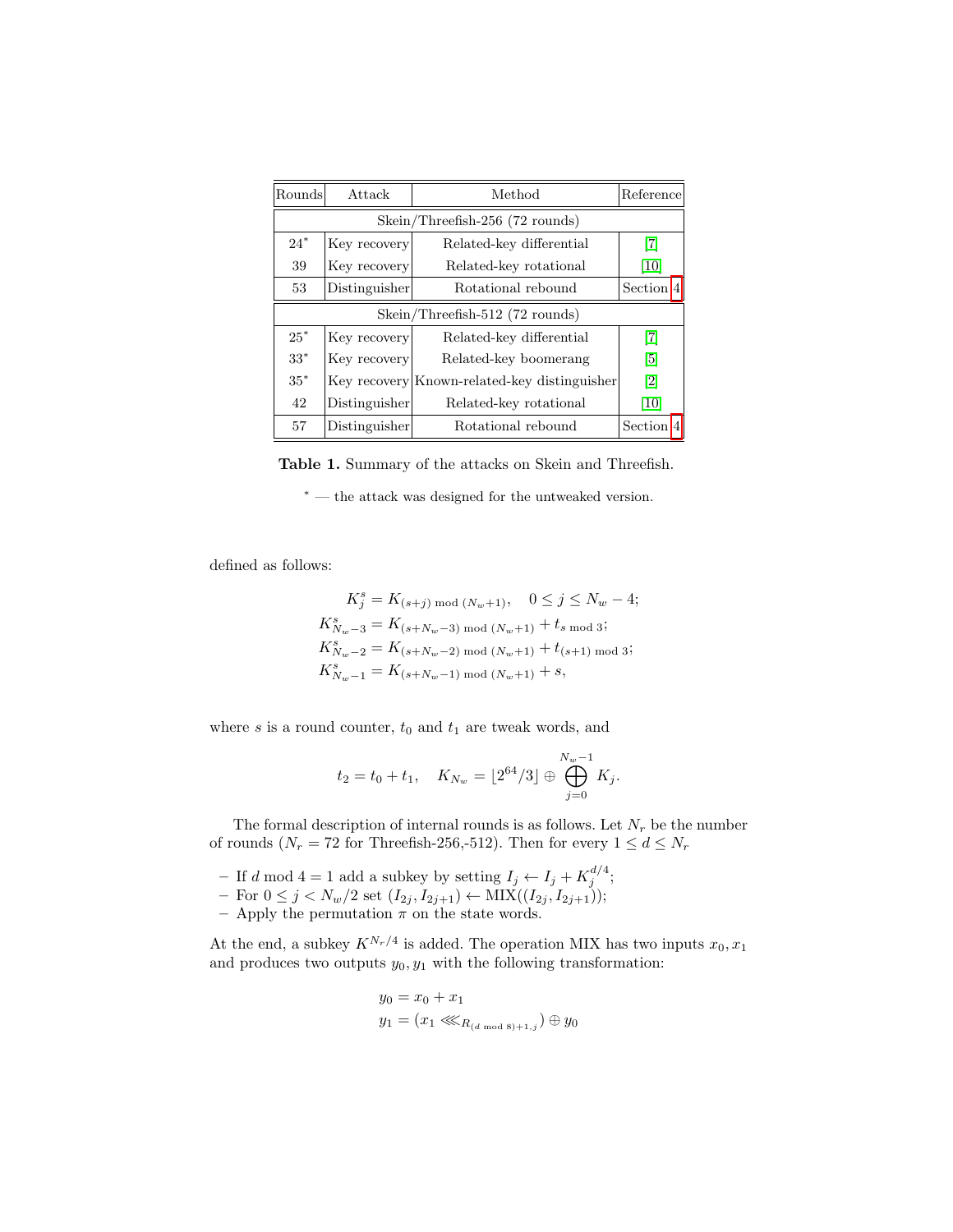| Rounds | Attack | Method | Reference |
|---|---|---|---|
| Skein/Threefish-256 (72 rounds) | | | |
| 24* | Key recovery | Related-key differential | [7] |
| 39 | Key recovery | Related-key rotational | [10] |
| 53 | Distinguisher | Rotational rebound | Section 4 |
| Skein/Threefish-512 (72 rounds) | | | |
| 25* | Key recovery | Related-key differential | [7] |
| 33* | Key recovery | Related-key boomerang | [5] |
| 35* | Key recovery | Known-related-key distinguisher | [2] |
| 42 | Distinguisher | Related-key rotational | [10] |
| 57 | Distinguisher | Rotational rebound | Section 4 |

**Table 1.** Summary of the attacks on Skein and Threefish.

* — the attack was designed for the untweaked version.

defined as follows:

$$
\begin{aligned}
K^s_j &= K_{(s+j) \bmod (N_w+1)}, \quad 0 \le j \le N_w - 4;\\
K^s_{N_w-3} &= K_{(s+N_w-3) \bmod (N_w+1)} + t_{s \bmod 3};\\
K^s_{N_w-2} &= K_{(s+N_w-2) \bmod (N_w+1)} + t_{(s+1) \bmod 3};\\
K^s_{N_w-1} &= K_{(s+N_w-1) \bmod (N_w+1)} + s,
\end{aligned}
$$

where $s$ is a round counter, $t_0$ and $t_1$ are tweak words, and

$$
t_2 = t_0 + t_1, \quad K_{N_w} = \lfloor 2^{64}/3 \rfloor \oplus \bigoplus_{j=0}^{N_w-1} K_j.
$$

The formal description of internal rounds is as follows. Let $N_r$ be the number of rounds ($N_r = 72$ for Threefish-256,-512). Then for every $1 \le d \le N_r$

- If $d \bmod 4 = 1$ add a subkey by setting $I_j \leftarrow I_j + K_j^{d/4}$;
- For $0 \le j < N_w/2$ set $(I_{2j}, I_{2j+1}) \leftarrow \mathrm{MIX}((I_{2j}, I_{2j+1}))$;
- Apply the permutation $\pi$ on the state words.

At the end, a subkey $K^{N_r/4}$ is added. The operation MIX has two inputs $x_0, x_1$ and produces two outputs $y_0, y_1$ with the following transformation:

$$
\begin{aligned}
y_0 &= x_0 + x_1\\
y_1 &= (x_1 \lll_{R_{(d \bmod 8)+1,j}}) \oplus y_0
\end{aligned}
$$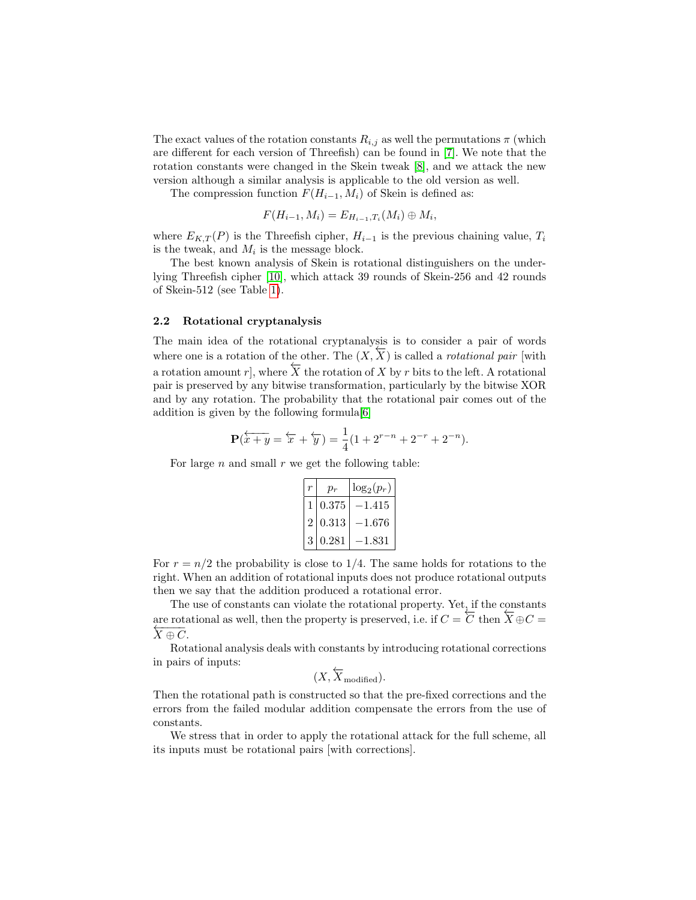The exact values of the rotation constants $R_{i,j}$ as well the permutations $\pi$ (which are different for each version of Threefish) can be found in [7]. We note that the rotation constants were changed in the Skein tweak [8], and we attack the new version although a similar analysis is applicable to the old version as well.

The compression function $F(H_{i-1}, M_i)$ of Skein is defined as:

$$F(H_{i-1}, M_i) = E_{H_{i-1},T_i}(M_i) \oplus M_i,$$

where $E_{K,T}(P)$ is the Threefish cipher, $H_{i-1}$ is the previous chaining value, $T_i$ is the tweak, and $M_i$ is the message block.

The best known analysis of Skein is rotational distinguishers on the underlying Threefish cipher [10], which attack 39 rounds of Skein-256 and 42 rounds of Skein-512 (see Table 1).

### 2.2 Rotational cryptanalysis

The main idea of the rotational cryptanalysis is to consider a pair of words where one is a rotation of the other. The $(X, \overleftarrow{X})$ is called a *rotational pair* [with a rotation amount $r$], where $\overleftarrow{X}$ the rotation of $X$ by $r$ bits to the left. A rotational pair is preserved by any bitwise transformation, particularly by the bitwise XOR and by any rotation. The probability that the rotational pair comes out of the addition is given by the following formula[6]

$$\mathbf{P}(\overleftarrow{x+y} = \overleftarrow{x} + \overleftarrow{y}) = \frac{1}{4}(1 + 2^{r-n} + 2^{-r} + 2^{-n}).$$

For large $n$ and small $r$ we get the following table:

| $r$ | $p_r$ | $\log_2(p_r)$ |
|---|---|---|
| 1 | 0.375 | $-1.415$ |
| 2 | 0.313 | $-1.676$ |
| 3 | 0.281 | $-1.831$ |

For $r = n/2$ the probability is close to 1/4. The same holds for rotations to the right. When an addition of rotational inputs does not produce rotational outputs then we say that the addition produced a rotational error.

The use of constants can violate the rotational property. Yet, if the constants are rotational as well, then the property is preserved, i.e. if $C = \overleftarrow{C}$ then $\overleftarrow{X} \oplus C = \overleftarrow{X \oplus C}$.

Rotational analysis deals with constants by introducing rotational corrections in pairs of inputs:

$$(X, \overleftarrow{X}_{\text{modified}}).$$

Then the rotational path is constructed so that the pre-fixed corrections and the errors from the failed modular addition compensate the errors from the use of constants.

We stress that in order to apply the rotational attack for the full scheme, all its inputs must be rotational pairs [with corrections].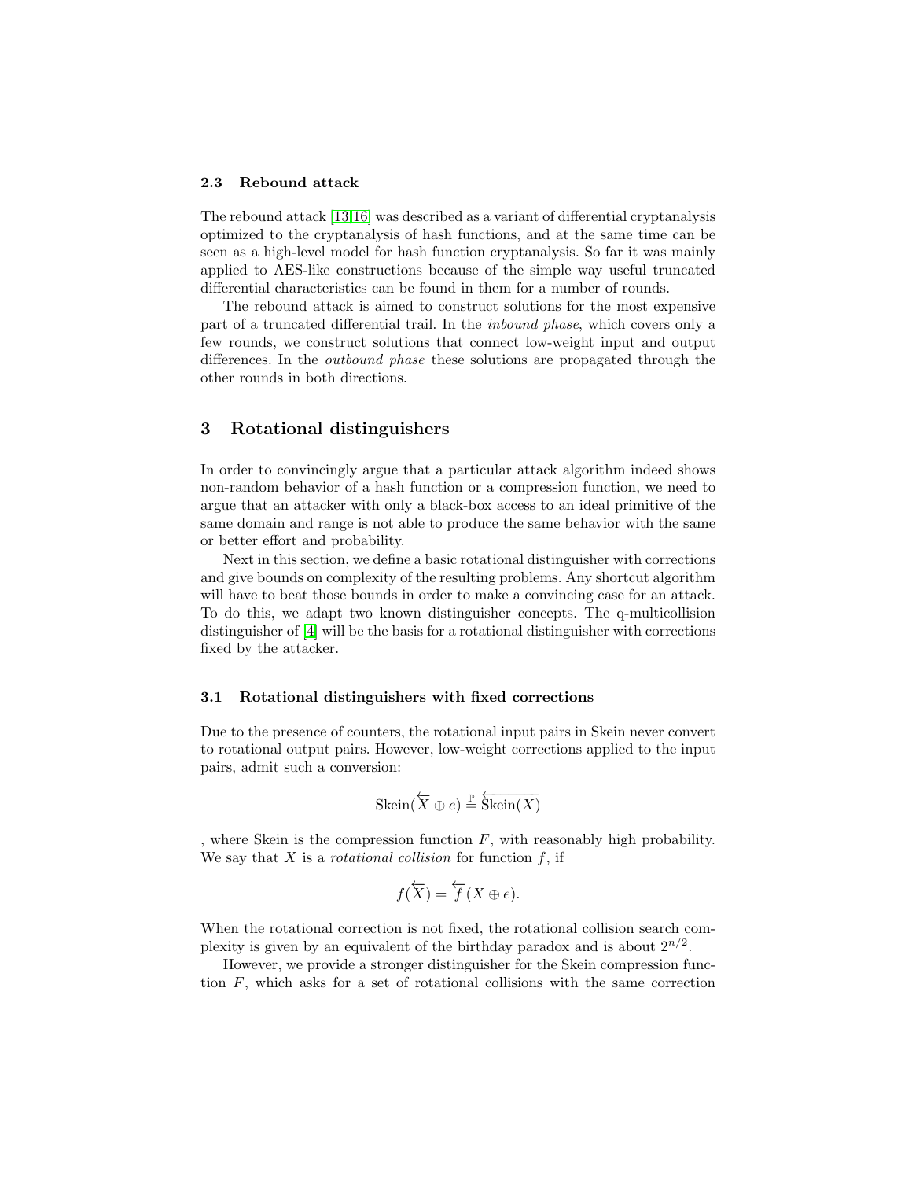### 2.3 Rebound attack

The rebound attack [13,16] was described as a variant of differential cryptanalysis optimized to the cryptanalysis of hash functions, and at the same time can be seen as a high-level model for hash function cryptanalysis. So far it was mainly applied to AES-like constructions because of the simple way useful truncated differential characteristics can be found in them for a number of rounds.

The rebound attack is aimed to construct solutions for the most expensive part of a truncated differential trail. In the *inbound phase*, which covers only a few rounds, we construct solutions that connect low-weight input and output differences. In the *outbound phase* these solutions are propagated through the other rounds in both directions.

## 3 Rotational distinguishers

In order to convincingly argue that a particular attack algorithm indeed shows non-random behavior of a hash function or a compression function, we need to argue that an attacker with only a black-box access to an ideal primitive of the same domain and range is not able to produce the same behavior with the same or better effort and probability.

Next in this section, we define a basic rotational distinguisher with corrections and give bounds on complexity of the resulting problems. Any shortcut algorithm will have to beat those bounds in order to make a convincing case for an attack. To do this, we adapt two known distinguisher concepts. The q-multicollision distinguisher of [4] will be the basis for a rotational distinguisher with corrections fixed by the attacker.

### 3.1 Rotational distinguishers with fixed corrections

Due to the presence of counters, the rotational input pairs in Skein never convert to rotational output pairs. However, low-weight corrections applied to the input pairs, admit such a conversion:

$$\text{Skein}(\overleftarrow{X} \oplus e) \overset{\mathbb{P}}{=} \overleftarrow{\text{Skein}(X)}$$

, where Skein is the compression function $F$, with reasonably high probability. We say that $X$ is a *rotational collision* for function $f$, if

$$f(\overleftarrow{X}) = \overleftarrow{f}(X \oplus e).$$

When the rotational correction is not fixed, the rotational collision search complexity is given by an equivalent of the birthday paradox and is about $2^{n/2}$.

However, we provide a stronger distinguisher for the Skein compression function $F$, which asks for a set of rotational collisions with the same correction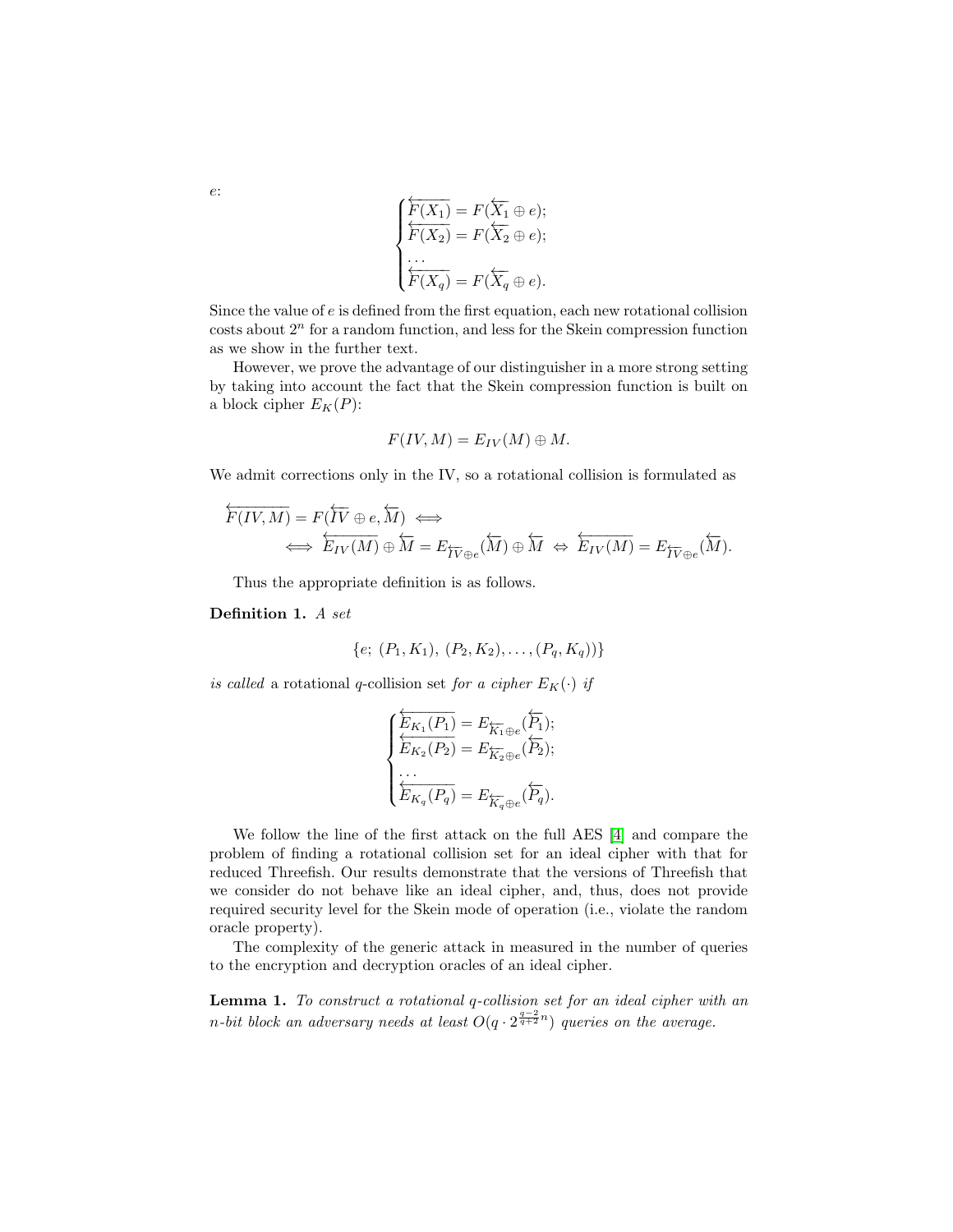$e$:

$$\begin{cases} \overleftarrow{F(X_1)} = F(\overleftarrow{X_1} \oplus e); \\ \overleftarrow{F(X_2)} = F(\overleftarrow{X_2} \oplus e); \\ \dots \\ \overleftarrow{F(X_q)} = F(\overleftarrow{X_q} \oplus e). \end{cases}$$

Since the value of $e$ is defined from the first equation, each new rotational collision costs about $2^n$ for a random function, and less for the Skein compression function as we show in the further text.

However, we prove the advantage of our distinguisher in a more strong setting by taking into account the fact that the Skein compression function is built on a block cipher $E_K(P)$:

$$F(IV, M) = E_{IV}(M) \oplus M.$$

We admit corrections only in the IV, so a rotational collision is formulated as

$$\overleftarrow{F(IV, M)} = F(\overleftarrow{IV} \oplus e, \overleftarrow{M}) \iff$$
$$\iff \overleftarrow{E_{IV}(M)} \oplus \overleftarrow{M} = E_{\overleftarrow{IV} \oplus e}(\overleftarrow{M}) \oplus \overleftarrow{M} \Leftrightarrow \overleftarrow{E_{IV}(M)} = E_{\overleftarrow{IV} \oplus e}(\overleftarrow{M}).$$

Thus the appropriate definition is as follows.

**Definition 1.** *A set*

$$\{e;\ (P_1, K_1),\ (P_2, K_2), \dots, (P_q, K_q))\}$$

*is called* a rotational $q$-collision set *for a cipher* $E_K(\cdot)$ *if*

$$\begin{cases} \overleftarrow{E_{K_1}(P_1)} = E_{\overleftarrow{K_1} \oplus e}(\overleftarrow{P_1}); \\ \overleftarrow{E_{K_2}(P_2)} = E_{\overleftarrow{K_2} \oplus e}(\overleftarrow{P_2}); \\ \dots \\ \overleftarrow{E_{K_q}(P_q)} = E_{\overleftarrow{K_q} \oplus e}(\overleftarrow{P_q}). \end{cases}$$

We follow the line of the first attack on the full AES [4] and compare the problem of finding a rotational collision set for an ideal cipher with that for reduced Threefish. Our results demonstrate that the versions of Threefish that we consider do not behave like an ideal cipher, and, thus, does not provide required security level for the Skein mode of operation (i.e., violate the random oracle property).

The complexity of the generic attack in measured in the number of queries to the encryption and decryption oracles of an ideal cipher.

**Lemma 1.** *To construct a rotational $q$-collision set for an ideal cipher with an $n$-bit block an adversary needs at least $O(q \cdot 2^{\frac{q-2}{q+2}n})$ queries on the average.*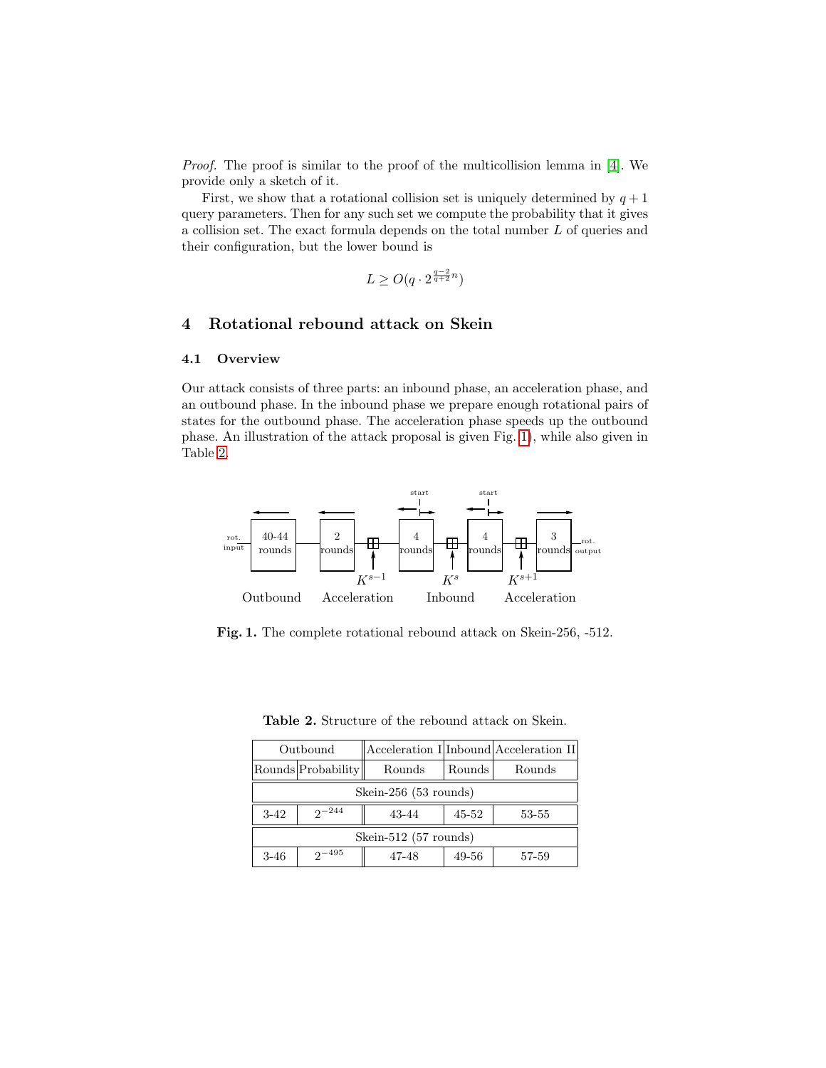*Proof.* The proof is similar to the proof of the multicollision lemma in [4]. We provide only a sketch of it.

First, we show that a rotational collision set is uniquely determined by $q+1$ query parameters. Then for any such set we compute the probability that it gives a collision set. The exact formula depends on the total number $L$ of queries and their configuration, but the lower bound is

$$L \geq O(q \cdot 2^{\frac{q-2}{q+2}n})$$

## 4 Rotational rebound attack on Skein

### 4.1 Overview

Our attack consists of three parts: an inbound phase, an acceleration phase, and an outbound phase. In the inbound phase we prepare enough rotational pairs of states for the outbound phase. The acceleration phase speeds up the outbound phase. An illustration of the attack proposal is given Fig. 1), while also given in Table 2.

rot. input — [40-44 rounds] — [2 rounds] — $\boxplus$ $K^{s-1}$ — [4 rounds] (start) — $\boxplus$ $K^{s}$ — [4 rounds] (start) — $\boxplus$ $K^{s+1}$ — [3 rounds] — rot. output

Outbound | Acceleration | Inbound | Acceleration

**Fig. 1.** The complete rotational rebound attack on Skein-256, -512.

**Table 2.** Structure of the rebound attack on Skein.

| Outbound | | Acceleration I | Inbound | Acceleration II |
|---|---|---|---|---|
| Rounds | Probability | Rounds | Rounds | Rounds |
| Skein-256 (53 rounds) | | | | |
| 3-42 | $2^{-244}$ | 43-44 | 45-52 | 53-55 |
| Skein-512 (57 rounds) | | | | |
| 3-46 | $2^{-495}$ | 47-48 | 49-56 | 57-59 |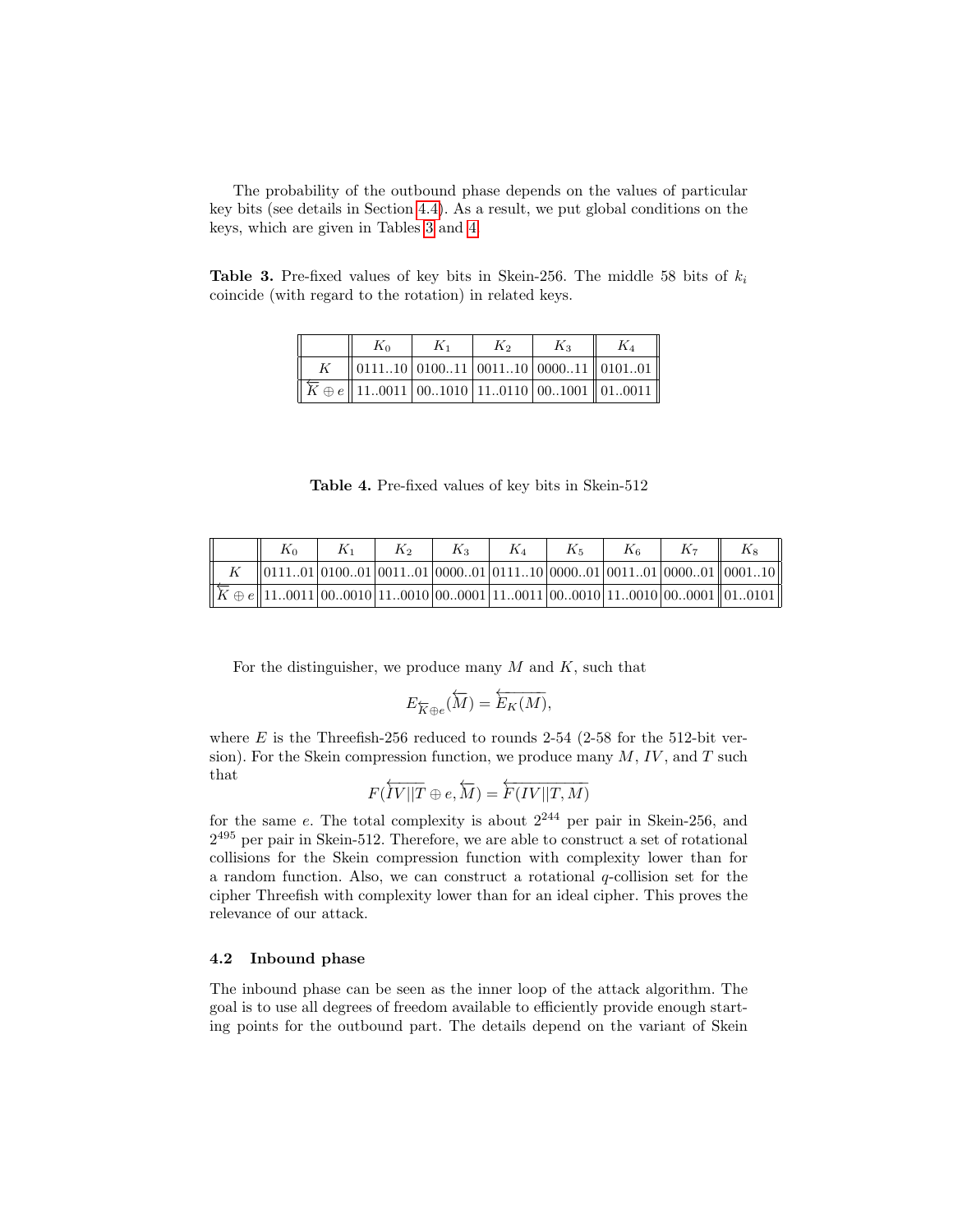The probability of the outbound phase depends on the values of particular key bits (see details in Section 4.4). As a result, we put global conditions on the keys, which are given in Tables 3 and 4.

**Table 3.** Pre-fixed values of key bits in Skein-256. The middle 58 bits of $k_i$ coincide (with regard to the rotation) in related keys.

| | $K_0$ | $K_1$ | $K_2$ | $K_3$ | $K_4$ |
|---|---|---|---|---|---|
| $K$ | 0111..10 | 0100..11 | 0011..10 | 0000..11 | 0101..01 |
| $\overleftarrow{K} \oplus e$ | 11..0011 | 00..1010 | 11..0110 | 00..1001 | 01..0011 |

**Table 4.** Pre-fixed values of key bits in Skein-512

| | $K_0$ | $K_1$ | $K_2$ | $K_3$ | $K_4$ | $K_5$ | $K_6$ | $K_7$ | $K_8$ |
|---|---|---|---|---|---|---|---|---|---|
| $K$ | 0111..01 | 0100..01 | 0011..01 | 0000..01 | 0111..10 | 0000..01 | 0011..01 | 0000..01 | 0001..10 |
| $\overleftarrow{K} \oplus e$ | 11..0011 | 00..0010 | 11..0010 | 00..0001 | 11..0011 | 00..0010 | 11..0010 | 00..0001 | 01..0101 |

For the distinguisher, we produce many $M$ and $K$, such that

$$E_{\overleftarrow{K} \oplus e}(\overleftarrow{M}) = \overleftarrow{E_K(M)},$$

where $E$ is the Threefish-256 reduced to rounds 2-54 (2-58 for the 512-bit version). For the Skein compression function, we produce many $M$, $IV$, and $T$ such that

$$F(\overleftarrow{IV||T} \oplus e, \overleftarrow{M}) = \overleftarrow{F(IV||T, M)}$$

for the same $e$. The total complexity is about $2^{244}$ per pair in Skein-256, and $2^{495}$ per pair in Skein-512. Therefore, we are able to construct a set of rotational collisions for the Skein compression function with complexity lower than for a random function. Also, we can construct a rotational $q$-collision set for the cipher Threefish with complexity lower than for an ideal cipher. This proves the relevance of our attack.

### 4.2 Inbound phase

The inbound phase can be seen as the inner loop of the attack algorithm. The goal is to use all degrees of freedom available to efficiently provide enough starting points for the outbound part. The details depend on the variant of Skein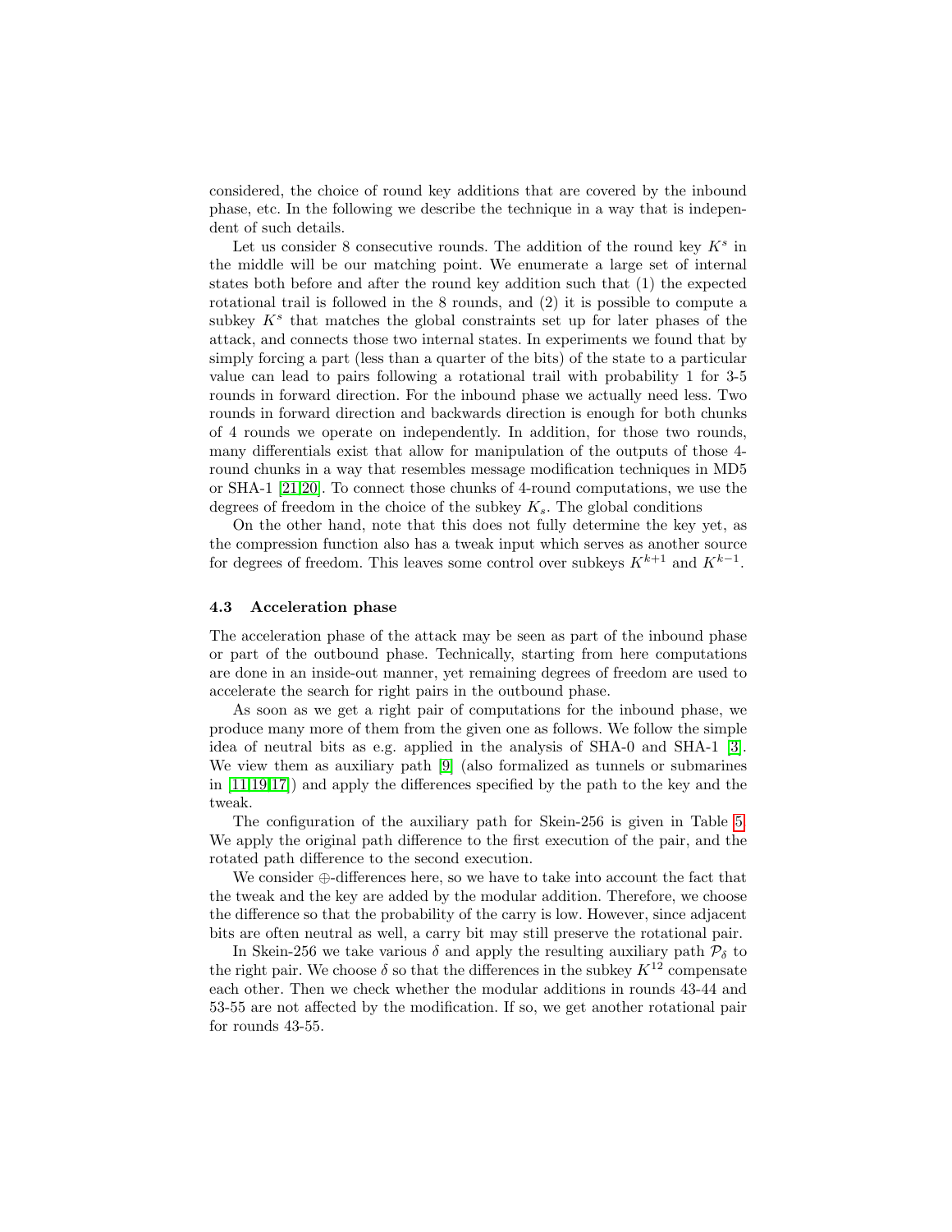considered, the choice of round key additions that are covered by the inbound phase, etc. In the following we describe the technique in a way that is independent of such details.

Let us consider 8 consecutive rounds. The addition of the round key $K^s$ in the middle will be our matching point. We enumerate a large set of internal states both before and after the round key addition such that (1) the expected rotational trail is followed in the 8 rounds, and (2) it is possible to compute a subkey $K^s$ that matches the global constraints set up for later phases of the attack, and connects those two internal states. In experiments we found that by simply forcing a part (less than a quarter of the bits) of the state to a particular value can lead to pairs following a rotational trail with probability 1 for 3-5 rounds in forward direction. For the inbound phase we actually need less. Two rounds in forward direction and backwards direction is enough for both chunks of 4 rounds we operate on independently. In addition, for those two rounds, many differentials exist that allow for manipulation of the outputs of those 4-round chunks in a way that resembles message modification techniques in MD5 or SHA-1 [21,20]. To connect those chunks of 4-round computations, we use the degrees of freedom in the choice of the subkey $K_s$. The global conditions

On the other hand, note that this does not fully determine the key yet, as the compression function also has a tweak input which serves as another source for degrees of freedom. This leaves some control over subkeys $K^{k+1}$ and $K^{k-1}$.

### 4.3 Acceleration phase

The acceleration phase of the attack may be seen as part of the inbound phase or part of the outbound phase. Technically, starting from here computations are done in an inside-out manner, yet remaining degrees of freedom are used to accelerate the search for right pairs in the outbound phase.

As soon as we get a right pair of computations for the inbound phase, we produce many more of them from the given one as follows. We follow the simple idea of neutral bits as e.g. applied in the analysis of SHA-0 and SHA-1 [3]. We view them as auxiliary path [9] (also formalized as tunnels or submarines in [11,19,17]) and apply the differences specified by the path to the key and the tweak.

The configuration of the auxiliary path for Skein-256 is given in Table 5. We apply the original path difference to the first execution of the pair, and the rotated path difference to the second execution.

We consider $\oplus$-differences here, so we have to take into account the fact that the tweak and the key are added by the modular addition. Therefore, we choose the difference so that the probability of the carry is low. However, since adjacent bits are often neutral as well, a carry bit may still preserve the rotational pair.

In Skein-256 we take various $\delta$ and apply the resulting auxiliary path $\mathcal{P}_\delta$ to the right pair. We choose $\delta$ so that the differences in the subkey $K^{12}$ compensate each other. Then we check whether the modular additions in rounds 43-44 and 53-55 are not affected by the modification. If so, we get another rotational pair for rounds 43-55.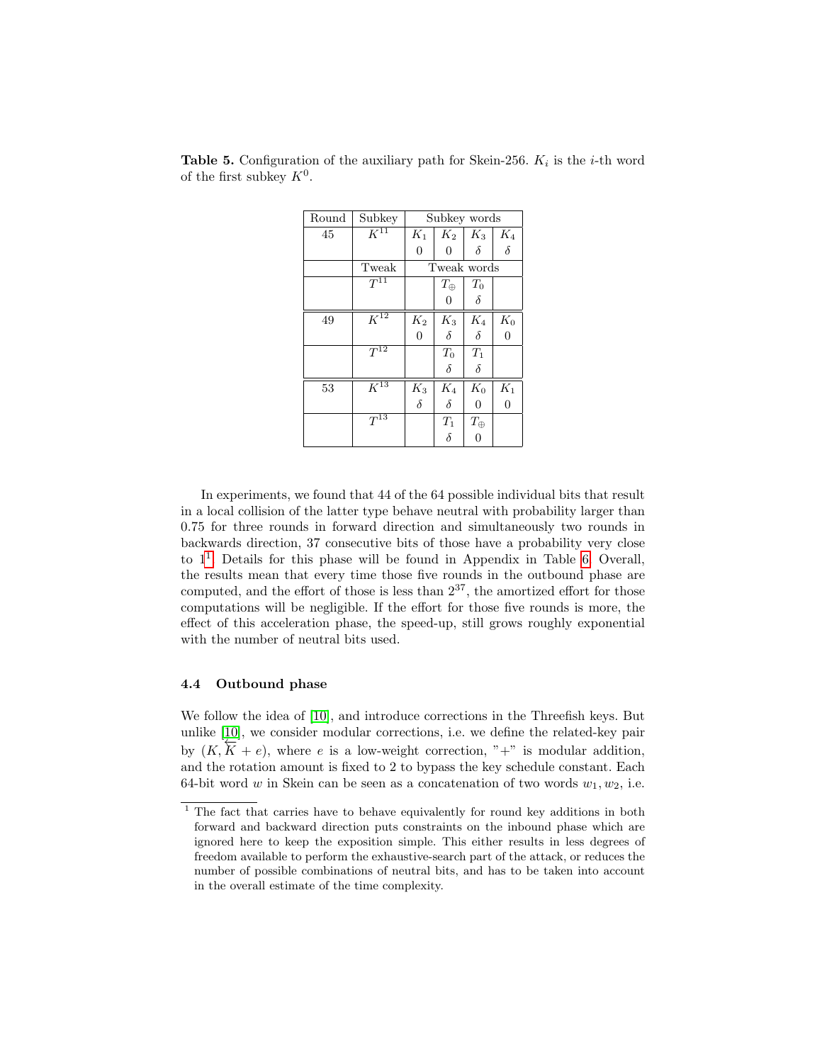**Table 5.** Configuration of the auxiliary path for Skein-256. $K_i$ is the $i$-th word of the first subkey $K^0$.

| Round | Subkey | Subkey words | | | |
|---|---|---|---|---|---|
| 45 | $K^{11}$ | $K_1$ | $K_2$ | $K_3$ | $K_4$ |
| | | 0 | 0 | $\delta$ | $\delta$ |
| | Tweak | Tweak words | | | |
| | $T^{11}$ | | $T_\oplus$ | $T_0$ | |
| | | | 0 | $\delta$ | |
| 49 | $K^{12}$ | $K_2$ | $K_3$ | $K_4$ | $K_0$ |
| | | 0 | $\delta$ | $\delta$ | 0 |
| | $T^{12}$ | | $T_0$ | $T_1$ | |
| | | | $\delta$ | $\delta$ | |
| 53 | $K^{13}$ | $K_3$ | $K_4$ | $K_0$ | $K_1$ |
| | | $\delta$ | $\delta$ | 0 | 0 |
| | $T^{13}$ | | $T_1$ | $T_\oplus$ | |
| | | | $\delta$ | 0 | |

In experiments, we found that 44 of the 64 possible individual bits that result in a local collision of the latter type behave neutral with probability larger than 0.75 for three rounds in forward direction and simultaneously two rounds in backwards direction, 37 consecutive bits of those have a probability very close to 1[1]. Details for this phase will be found in Appendix in Table 6. Overall, the results mean that every time those five rounds in the outbound phase are computed, and the effort of those is less than $2^{37}$, the amortized effort for those computations will be negligible. If the effort for those five rounds is more, the effect of this acceleration phase, the speed-up, still grows roughly exponential with the number of neutral bits used.

### 4.4 Outbound phase

We follow the idea of [10], and introduce corrections in the Threefish keys. But unlike [10], we consider modular corrections, i.e. we define the related-key pair by $(K, \overleftarrow{K} + e)$, where $e$ is a low-weight correction, "+" is modular addition, and the rotation amount is fixed to 2 to bypass the key schedule constant. Each 64-bit word $w$ in Skein can be seen as a concatenation of two words $w_1, w_2$, i.e.

[1] The fact that carries have to behave equivalently for round key additions in both forward and backward direction puts constraints on the inbound phase which are ignored here to keep the exposition simple. This either results in less degrees of freedom available to perform the exhaustive-search part of the attack, or reduces the number of possible combinations of neutral bits, and has to be taken into account in the overall estimate of the time complexity.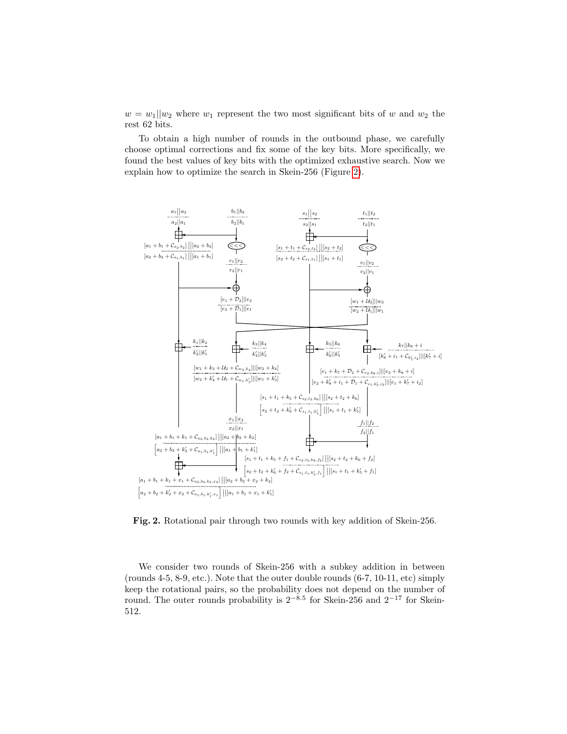$w = w_1||w_2$ where $w_1$ represent the two most significant bits of $w$ and $w_2$ the rest 62 bits.

To obtain a high number of rounds in the outbound phase, we carefully choose optimal corrections and fix some of the key bits. More specifically, we found the best values of key bits with the optimized exhaustive search. Now we explain how to optimize the search in Skein-256 (Figure 2).

**Fig. 2.** Rotational pair through two rounds with key addition of Skein-256.

We consider two rounds of Skein-256 with a subkey addition in between (rounds 4-5, 8-9, etc.). Note that the outer double rounds (6-7, 10-11, etc) simply keep the rotational pairs, so the probability does not depend on the number of round. The outer rounds probability is $2^{-8.5}$ for Skein-256 and $2^{-17}$ for Skein-512.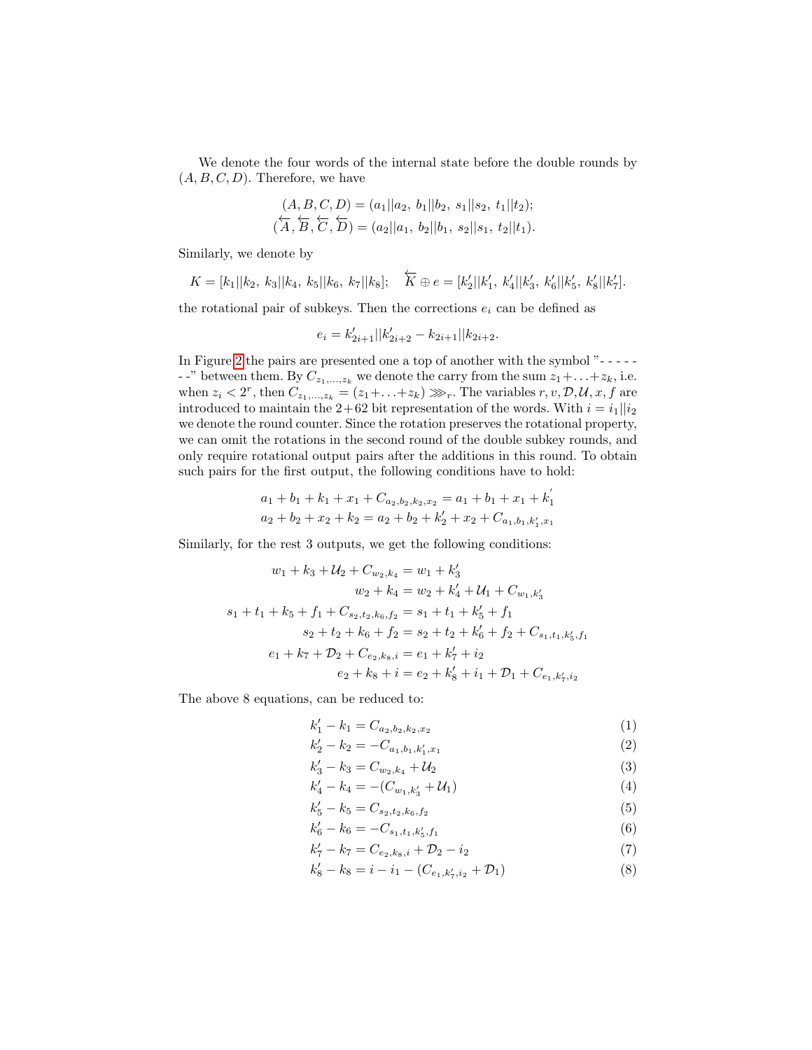We denote the four words of the internal state before the double rounds by $(A, B, C, D)$. Therefore, we have

$$(A, B, C, D) = (a_1||a_2,\ b_1||b_2,\ s_1||s_2,\ t_1||t_2);$$
$$(\overleftarrow{A}, \overleftarrow{B}, \overleftarrow{C}, \overleftarrow{D}) = (a_2||a_1,\ b_2||b_1,\ s_2||s_1,\ t_2||t_1).$$

Similarly, we denote by

$$K = [k_1||k_2,\ k_3||k_4,\ k_5||k_6,\ k_7||k_8]; \quad \overleftarrow{K} \oplus e = [k'_2||k'_1,\ k'_4||k'_3,\ k'_6||k'_5,\ k'_8||k'_7].$$

the rotational pair of subkeys. Then the corrections $e_i$ can be defined as

$$e_i = k'_{2i+1}||k'_{2i+2} - k_{2i+1}||k_{2i+2}.$$

In Figure 2 the pairs are presented one a top of another with the symbol "- - - - - - -" between them. By $C_{z_1,\ldots,z_k}$ we denote the carry from the sum $z_1+\ldots+z_k$, i.e. when $z_i < 2^r$, then $C_{z_1,\ldots,z_k} = (z_1+\ldots+z_k) \ggg_r$. The variables $r, v, \mathcal{D}, \mathcal{U}, x, f$ are introduced to maintain the 2+62 bit representation of the words. With $i = i_1||i_2$ we denote the round counter. Since the rotation preserves the rotational property, we can omit the rotations in the second round of the double subkey rounds, and only require rotational output pairs after the additions in this round. To obtain such pairs for the first output, the following conditions have to hold:

$$a_1 + b_1 + k_1 + x_1 + C_{a_2,b_2,k_2,x_2} = a_1 + b_1 + x_1 + k'_1$$
$$a_2 + b_2 + x_2 + k_2 = a_2 + b_2 + k'_2 + x_2 + C_{a_1,b_1,k'_1,x_1}$$

Similarly, for the rest 3 outputs, we get the following conditions:

$$w_1 + k_3 + \mathcal{U}_2 + C_{w_2,k_4} = w_1 + k'_3$$
$$w_2 + k_4 = w_2 + k'_4 + \mathcal{U}_1 + C_{w_1,k'_3}$$
$$s_1 + t_1 + k_5 + f_1 + C_{s_2,t_2,k_6,f_2} = s_1 + t_1 + k'_5 + f_1$$
$$s_2 + t_2 + k_6 + f_2 = s_2 + t_2 + k'_6 + f_2 + C_{s_1,t_1,k'_5,f_1}$$
$$e_1 + k_7 + \mathcal{D}_2 + C_{e_2,k_8,i} = e_1 + k'_7 + i_2$$
$$e_2 + k_8 + i = e_2 + k'_8 + i_1 + \mathcal{D}_1 + C_{e_1,k'_7,i_2}$$

The above 8 equations, can be reduced to:

$$k'_1 - k_1 = C_{a_2,b_2,k_2,x_2} \tag{1}$$
$$k'_2 - k_2 = -C_{a_1,b_1,k'_1,x_1} \tag{2}$$
$$k'_3 - k_3 = C_{w_2,k_4} + \mathcal{U}_2 \tag{3}$$
$$k'_4 - k_4 = -(C_{w_1,k'_3} + \mathcal{U}_1) \tag{4}$$
$$k'_5 - k_5 = C_{s_2,t_2,k_6,f_2} \tag{5}$$
$$k'_6 - k_6 = -C_{s_1,t_1,k'_5,f_1} \tag{6}$$
$$k'_7 - k_7 = C_{e_2,k_8,i} + \mathcal{D}_2 - i_2 \tag{7}$$
$$k'_8 - k_8 = i - i_1 - (C_{e_1,k'_7,i_2} + \mathcal{D}_1) \tag{8}$$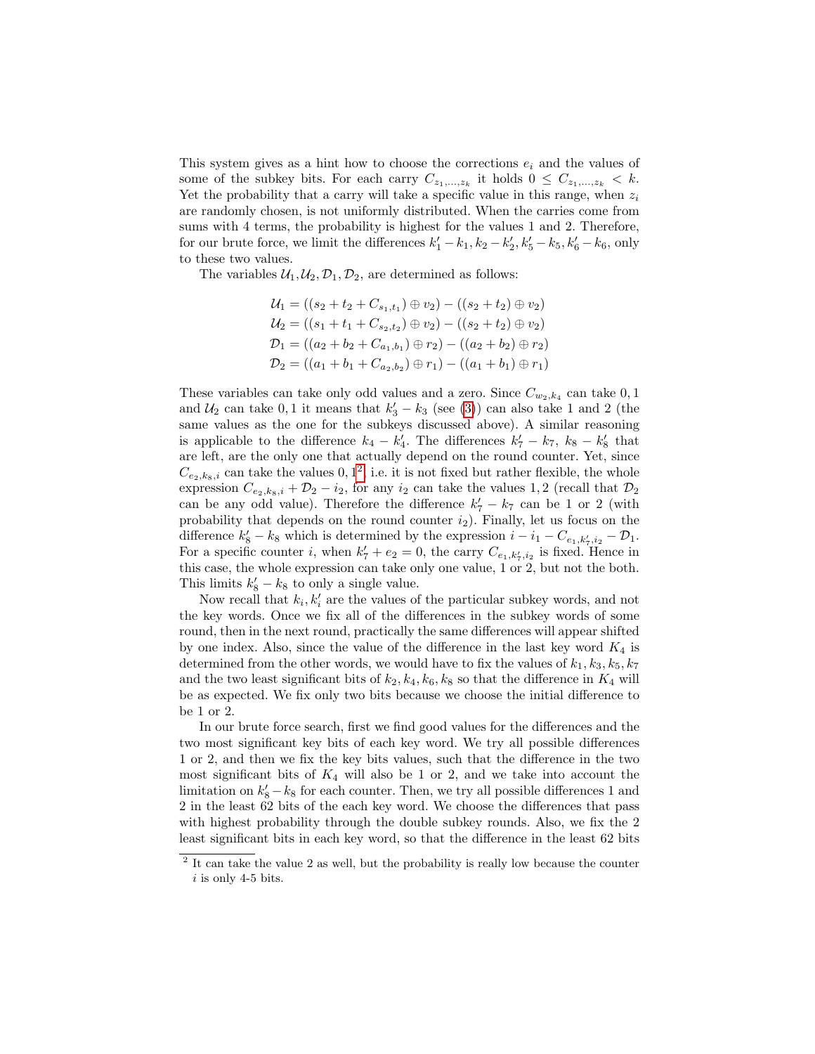This system gives as a hint how to choose the corrections $e_i$ and the values of some of the subkey bits. For each carry $C_{z_1,\ldots,z_k}$ it holds $0 \leq C_{z_1,\ldots,z_k} < k$. Yet the probability that a carry will take a specific value in this range, when $z_i$ are randomly chosen, is not uniformly distributed. When the carries come from sums with 4 terms, the probability is highest for the values 1 and 2. Therefore, for our brute force, we limit the differences $k'_1 - k_1, k_2 - k'_2, k'_5 - k_5, k'_6 - k_6$, only to these two values.

The variables $\mathcal{U}_1, \mathcal{U}_2, \mathcal{D}_1, \mathcal{D}_2$, are determined as follows:

$$
\begin{aligned}
\mathcal{U}_1 &= ((s_2 + t_2 + C_{s_1,t_1}) \oplus v_2) - ((s_2 + t_2) \oplus v_2) \\
\mathcal{U}_2 &= ((s_1 + t_1 + C_{s_2,t_2}) \oplus v_2) - ((s_2 + t_2) \oplus v_2) \\
\mathcal{D}_1 &= ((a_2 + b_2 + C_{a_1,b_1}) \oplus r_2) - ((a_2 + b_2) \oplus r_2) \\
\mathcal{D}_2 &= ((a_1 + b_1 + C_{a_2,b_2}) \oplus r_1) - ((a_1 + b_1) \oplus r_1)
\end{aligned}
$$

These variables can take only odd values and a zero. Since $C_{w_2,k_4}$ can take $0, 1$ and $\mathcal{U}_2$ can take $0, 1$ it means that $k'_3 - k_3$ (see (3)) can also take 1 and 2 (the same values as the one for the subkeys discussed above). A similar reasoning is applicable to the difference $k_4 - k'_4$. The differences $k'_7 - k_7$, $k_8 - k'_8$ that are left, are the only one that actually depend on the round counter. Yet, since $C_{e_2,k_8,i}$ can take the values $0, 1$[2], i.e. it is not fixed but rather flexible, the whole expression $C_{e_2,k_8,i} + \mathcal{D}_2 - i_2$, for any $i_2$ can take the values $1, 2$ (recall that $\mathcal{D}_2$ can be any odd value). Therefore the difference $k'_7 - k_7$ can be 1 or 2 (with probability that depends on the round counter $i_2$). Finally, let us focus on the difference $k'_8 - k_8$ which is determined by the expression $i - i_1 - C_{e_1,k'_7,i_2} - \mathcal{D}_1$. For a specific counter $i$, when $k'_7 + e_2 = 0$, the carry $C_{e_1,k'_7,i_2}$ is fixed. Hence in this case, the whole expression can take only one value, 1 or 2, but not the both. This limits $k'_8 - k_8$ to only a single value.

Now recall that $k_i, k'_i$ are the values of the particular subkey words, and not the key words. Once we fix all of the differences in the subkey words of some round, then in the next round, practically the same differences will appear shifted by one index. Also, since the value of the difference in the last key word $K_4$ is determined from the other words, we would have to fix the values of $k_1, k_3, k_5, k_7$ and the two least significant bits of $k_2, k_4, k_6, k_8$ so that the difference in $K_4$ will be as expected. We fix only two bits because we choose the initial difference to be 1 or 2.

In our brute force search, first we find good values for the differences and the two most significant key bits of each key word. We try all possible differences 1 or 2, and then we fix the key bits values, such that the difference in the two most significant bits of $K_4$ will also be 1 or 2, and we take into account the limitation on $k'_8 - k_8$ for each counter. Then, we try all possible differences 1 and 2 in the least 62 bits of the each key word. We choose the differences that pass with highest probability through the double subkey rounds. Also, we fix the 2 least significant bits in each key word, so that the difference in the least 62 bits

[2] It can take the value 2 as well, but the probability is really low because the counter $i$ is only 4-5 bits.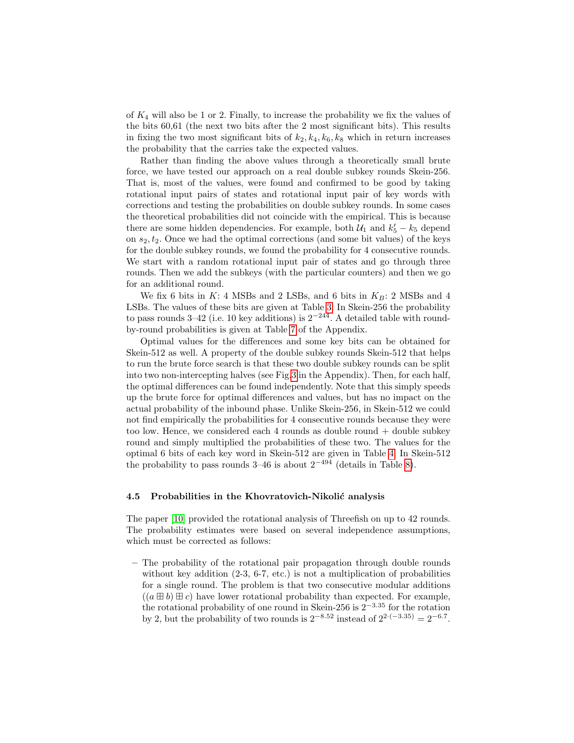of $K_4$ will also be 1 or 2. Finally, to increase the probability we fix the values of the bits 60,61 (the next two bits after the 2 most significant bits). This results in fixing the two most significant bits of $k_2, k_4, k_6, k_8$ which in return increases the probability that the carries take the expected values.

Rather than finding the above values through a theoretically small brute force, we have tested our approach on a real double subkey rounds Skein-256. That is, most of the values, were found and confirmed to be good by taking rotational input pairs of states and rotational input pair of key words with corrections and testing the probabilities on double subkey rounds. In some cases the theoretical probabilities did not coincide with the empirical. This is because there are some hidden dependencies. For example, both $\mathcal{U}_1$ and $k_5' - k_5$ depend on $s_2, t_2$. Once we had the optimal corrections (and some bit values) of the keys for the double subkey rounds, we found the probability for 4 consecutive rounds. We start with a random rotational input pair of states and go through three rounds. Then we add the subkeys (with the particular counters) and then we go for an additional round.

We fix 6 bits in $K$: 4 MSBs and 2 LSBs, and 6 bits in $K_B$: 2 MSBs and 4 LSBs. The values of these bits are given at Table 3. In Skein-256 the probability to pass rounds 3–42 (i.e. 10 key additions) is $2^{-244}$. A detailed table with round-by-round probabilities is given at Table 7 of the Appendix.

Optimal values for the differences and some key bits can be obtained for Skein-512 as well. A property of the double subkey rounds Skein-512 that helps to run the brute force search is that these two double subkey rounds can be split into two non-intercepting halves (see Fig.3 in the Appendix). Then, for each half, the optimal differences can be found independently. Note that this simply speeds up the brute force for optimal differences and values, but has no impact on the actual probability of the inbound phase. Unlike Skein-256, in Skein-512 we could not find empirically the probabilities for 4 consecutive rounds because they were too low. Hence, we considered each 4 rounds as double round + double subkey round and simply multiplied the probabilities of these two. The values for the optimal 6 bits of each key word in Skein-512 are given in Table 4. In Skein-512 the probability to pass rounds 3–46 is about $2^{-494}$ (details in Table 8).

### 4.5 Probabilities in the Khovratovich-Nikolić analysis

The paper [10] provided the rotational analysis of Threefish on up to 42 rounds. The probability estimates were based on several independence assumptions, which must be corrected as follows:

- The probability of the rotational pair propagation through double rounds without key addition (2-3, 6-7, etc.) is not a multiplication of probabilities for a single round. The problem is that two consecutive modular additions $((a \boxplus b) \boxplus c)$ have lower rotational probability than expected. For example, the rotational probability of one round in Skein-256 is $2^{-3.35}$ for the rotation by 2, but the probability of two rounds is $2^{-8.52}$ instead of $2^{2\cdot(-3.35)} = 2^{-6.7}$.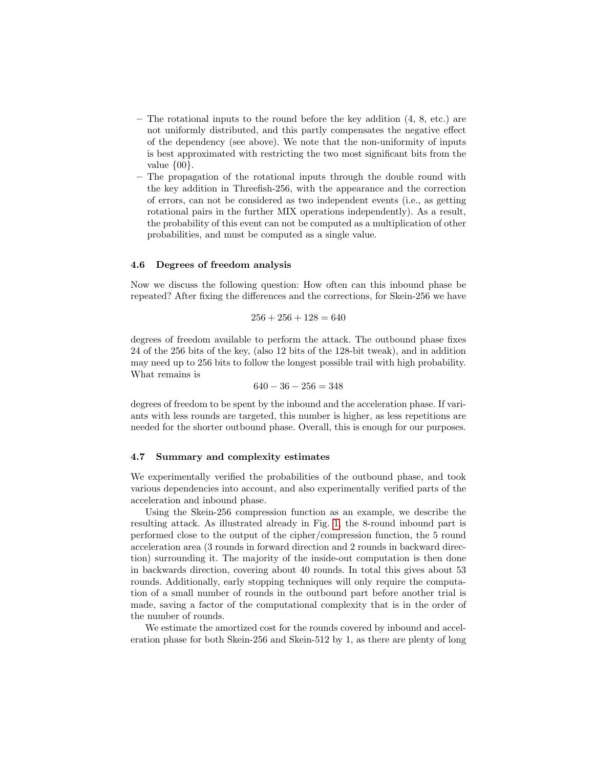- The rotational inputs to the round before the key addition (4, 8, etc.) are not uniformly distributed, and this partly compensates the negative effect of the dependency (see above). We note that the non-uniformity of inputs is best approximated with restricting the two most significant bits from the value {00}.
- The propagation of the rotational inputs through the double round with the key addition in Threefish-256, with the appearance and the correction of errors, can not be considered as two independent events (i.e., as getting rotational pairs in the further MIX operations independently). As a result, the probability of this event can not be computed as a multiplication of other probabilities, and must be computed as a single value.

### 4.6 Degrees of freedom analysis

Now we discuss the following question: How often can this inbound phase be repeated? After fixing the differences and the corrections, for Skein-256 we have

$$256 + 256 + 128 = 640$$

degrees of freedom available to perform the attack. The outbound phase fixes 24 of the 256 bits of the key, (also 12 bits of the 128-bit tweak), and in addition may need up to 256 bits to follow the longest possible trail with high probability. What remains is

$$640 - 36 - 256 = 348$$

degrees of freedom to be spent by the inbound and the acceleration phase. If variants with less rounds are targeted, this number is higher, as less repetitions are needed for the shorter outbound phase. Overall, this is enough for our purposes.

### 4.7 Summary and complexity estimates

We experimentally verified the probabilities of the outbound phase, and took various dependencies into account, and also experimentally verified parts of the acceleration and inbound phase.

Using the Skein-256 compression function as an example, we describe the resulting attack. As illustrated already in Fig. 1, the 8-round inbound part is performed close to the output of the cipher/compression function, the 5 round acceleration area (3 rounds in forward direction and 2 rounds in backward direction) surrounding it. The majority of the inside-out computation is then done in backwards direction, covering about 40 rounds. In total this gives about 53 rounds. Additionally, early stopping techniques will only require the computation of a small number of rounds in the outbound part before another trial is made, saving a factor of the computational complexity that is in the order of the number of rounds.

We estimate the amortized cost for the rounds covered by inbound and acceleration phase for both Skein-256 and Skein-512 by 1, as there are plenty of long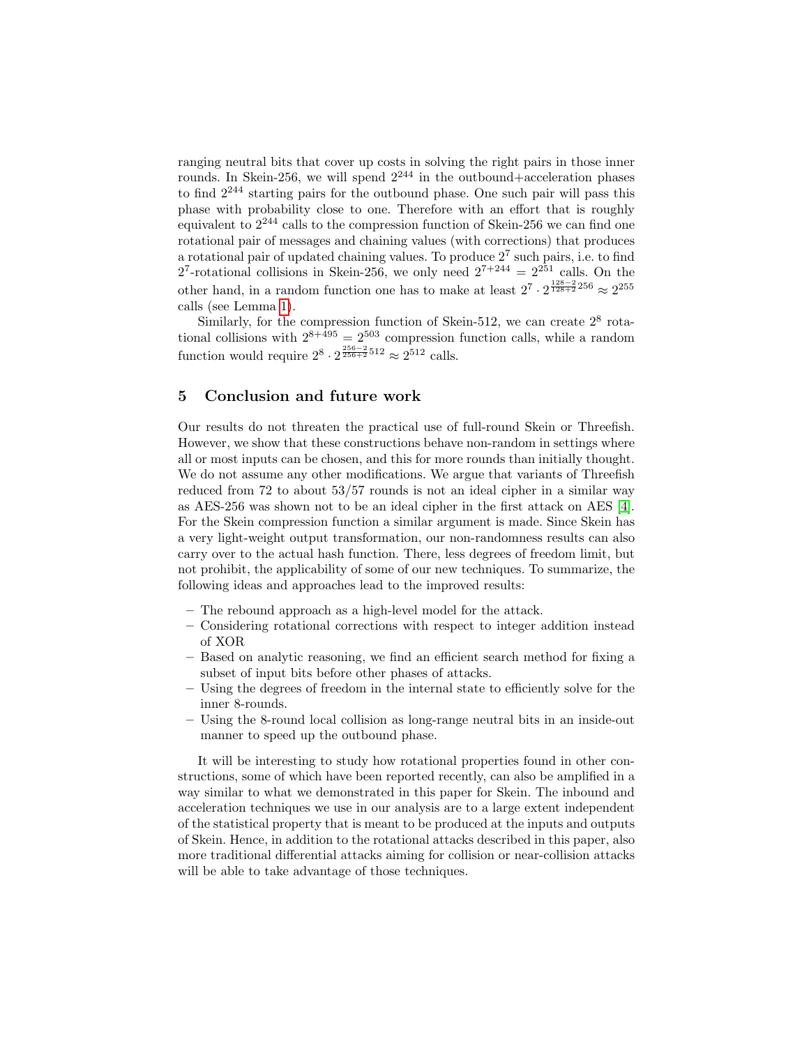ranging neutral bits that cover up costs in solving the right pairs in those inner rounds. In Skein-256, we will spend $2^{244}$ in the outbound+acceleration phases to find $2^{244}$ starting pairs for the outbound phase. One such pair will pass this phase with probability close to one. Therefore with an effort that is roughly equivalent to $2^{244}$ calls to the compression function of Skein-256 we can find one rotational pair of messages and chaining values (with corrections) that produces a rotational pair of updated chaining values. To produce $2^7$ such pairs, i.e. to find $2^7$-rotational collisions in Skein-256, we only need $2^{7+244} = 2^{251}$ calls. On the other hand, in a random function one has to make at least $2^7 \cdot 2^{\frac{128-2}{128+2}256} \approx 2^{255}$ calls (see Lemma 1).

Similarly, for the compression function of Skein-512, we can create $2^8$ rotational collisions with $2^{8+495} = 2^{503}$ compression function calls, while a random function would require $2^8 \cdot 2^{\frac{256-2}{256+2}512} \approx 2^{512}$ calls.

## 5 Conclusion and future work

Our results do not threaten the practical use of full-round Skein or Threefish. However, we show that these constructions behave non-random in settings where all or most inputs can be chosen, and this for more rounds than initially thought. We do not assume any other modifications. We argue that variants of Threefish reduced from 72 to about 53/57 rounds is not an ideal cipher in a similar way as AES-256 was shown not to be an ideal cipher in the first attack on AES [4]. For the Skein compression function a similar argument is made. Since Skein has a very light-weight output transformation, our non-randomness results can also carry over to the actual hash function. There, less degrees of freedom limit, but not prohibit, the applicability of some of our new techniques. To summarize, the following ideas and approaches lead to the improved results:

- The rebound approach as a high-level model for the attack.
- Considering rotational corrections with respect to integer addition instead of XOR
- Based on analytic reasoning, we find an efficient search method for fixing a subset of input bits before other phases of attacks.
- Using the degrees of freedom in the internal state to efficiently solve for the inner 8-rounds.
- Using the 8-round local collision as long-range neutral bits in an inside-out manner to speed up the outbound phase.

It will be interesting to study how rotational properties found in other constructions, some of which have been reported recently, can also be amplified in a way similar to what we demonstrated in this paper for Skein. The inbound and acceleration techniques we use in our analysis are to a large extent independent of the statistical property that is meant to be produced at the inputs and outputs of Skein. Hence, in addition to the rotational attacks described in this paper, also more traditional differential attacks aiming for collision or near-collision attacks will be able to take advantage of those techniques.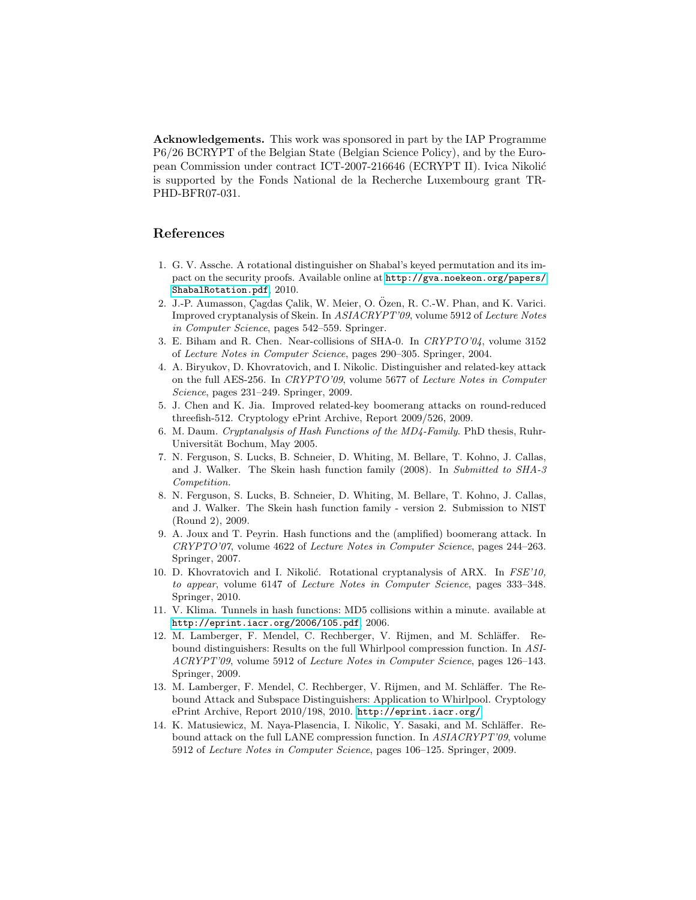**Acknowledgements.** This work was sponsored in part by the IAP Programme P6/26 BCRYPT of the Belgian State (Belgian Science Policy), and by the European Commission under contract ICT-2007-216646 (ECRYPT II). Ivica Nikolić is supported by the Fonds National de la Recherche Luxembourg grant TR-PHD-BFR07-031.

## References

1. G. V. Assche. A rotational distinguisher on Shabal's keyed permutation and its impact on the security proofs. Available online at http://gva.noekeon.org/papers/ShabalRotation.pdf, 2010.
2. J.-P. Aumasson, Çagdas Çalik, W. Meier, O. Özen, R. C.-W. Phan, and K. Varici. Improved cryptanalysis of Skein. In *ASIACRYPT'09*, volume 5912 of *Lecture Notes in Computer Science*, pages 542–559. Springer.
3. E. Biham and R. Chen. Near-collisions of SHA-0. In *CRYPTO'04*, volume 3152 of *Lecture Notes in Computer Science*, pages 290–305. Springer, 2004.
4. A. Biryukov, D. Khovratovich, and I. Nikolic. Distinguisher and related-key attack on the full AES-256. In *CRYPTO'09*, volume 5677 of *Lecture Notes in Computer Science*, pages 231–249. Springer, 2009.
5. J. Chen and K. Jia. Improved related-key boomerang attacks on round-reduced threefish-512. Cryptology ePrint Archive, Report 2009/526, 2009.
6. M. Daum. *Cryptanalysis of Hash Functions of the MD4-Family*. PhD thesis, Ruhr-Universität Bochum, May 2005.
7. N. Ferguson, S. Lucks, B. Schneier, D. Whiting, M. Bellare, T. Kohno, J. Callas, and J. Walker. The Skein hash function family (2008). In *Submitted to SHA-3 Competition*.
8. N. Ferguson, S. Lucks, B. Schneier, D. Whiting, M. Bellare, T. Kohno, J. Callas, and J. Walker. The Skein hash function family - version 2. Submission to NIST (Round 2), 2009.
9. A. Joux and T. Peyrin. Hash functions and the (amplified) boomerang attack. In *CRYPTO'07*, volume 4622 of *Lecture Notes in Computer Science*, pages 244–263. Springer, 2007.
10. D. Khovratovich and I. Nikolić. Rotational cryptanalysis of ARX. In *FSE'10, to appear*, volume 6147 of *Lecture Notes in Computer Science*, pages 333–348. Springer, 2010.
11. V. Klima. Tunnels in hash functions: MD5 collisions within a minute. available at http://eprint.iacr.org/2006/105.pdf, 2006.
12. M. Lamberger, F. Mendel, C. Rechberger, V. Rijmen, and M. Schläffer. Rebound distinguishers: Results on the full Whirlpool compression function. In *ASIACRYPT'09*, volume 5912 of *Lecture Notes in Computer Science*, pages 126–143. Springer, 2009.
13. M. Lamberger, F. Mendel, C. Rechberger, V. Rijmen, and M. Schläffer. The Rebound Attack and Subspace Distinguishers: Application to Whirlpool. Cryptology ePrint Archive, Report 2010/198, 2010. http://eprint.iacr.org/.
14. K. Matusiewicz, M. Naya-Plasencia, I. Nikolic, Y. Sasaki, and M. Schläffer. Rebound attack on the full LANE compression function. In *ASIACRYPT'09*, volume 5912 of *Lecture Notes in Computer Science*, pages 106–125. Springer, 2009.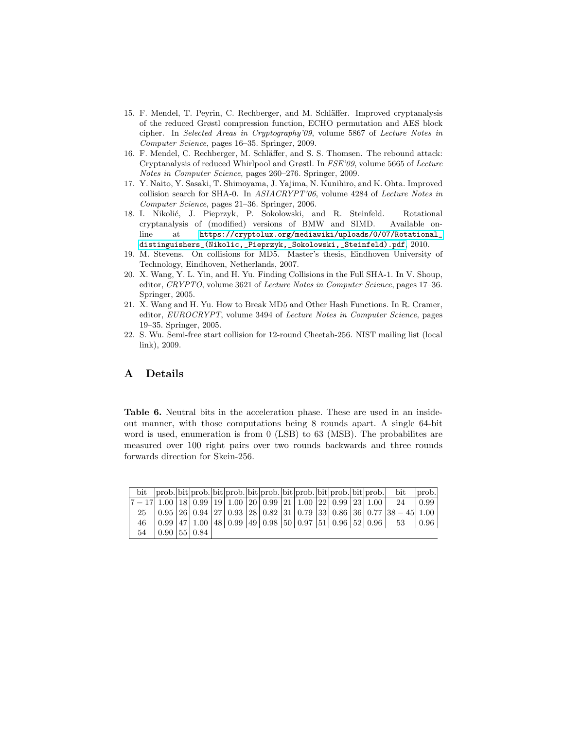15. F. Mendel, T. Peyrin, C. Rechberger, and M. Schläffer. Improved cryptanalysis of the reduced Grøstl compression function, ECHO permutation and AES block cipher. In *Selected Areas in Cryptography'09*, volume 5867 of *Lecture Notes in Computer Science*, pages 16–35. Springer, 2009.
16. F. Mendel, C. Rechberger, M. Schläffer, and S. S. Thomsen. The rebound attack: Cryptanalysis of reduced Whirlpool and Grøstl. In *FSE'09*, volume 5665 of *Lecture Notes in Computer Science*, pages 260–276. Springer, 2009.
17. Y. Naito, Y. Sasaki, T. Shimoyama, J. Yajima, N. Kunihiro, and K. Ohta. Improved collision search for SHA-0. In *ASIACRYPT'06*, volume 4284 of *Lecture Notes in Computer Science*, pages 21–36. Springer, 2006.
18. I. Nikolić, J. Pieprzyk, P. Sokolowski, and R. Steinfeld. Rotational cryptanalysis of (modified) versions of BMW and SIMD. Available online at https://cryptolux.org/mediawiki/uploads/0/07/Rotational_distinguishers_(Nikolic,_Pieprzyk,_Sokolowski,_Steinfeld).pdf, 2010.
19. M. Stevens. On collisions for MD5. Master's thesis, Eindhoven University of Technology, Eindhoven, Netherlands, 2007.
20. X. Wang, Y. L. Yin, and H. Yu. Finding Collisions in the Full SHA-1. In V. Shoup, editor, *CRYPTO*, volume 3621 of *Lecture Notes in Computer Science*, pages 17–36. Springer, 2005.
21. X. Wang and H. Yu. How to Break MD5 and Other Hash Functions. In R. Cramer, editor, *EUROCRYPT*, volume 3494 of *Lecture Notes in Computer Science*, pages 19–35. Springer, 2005.
22. S. Wu. Semi-free start collision for 12-round Cheetah-256. NIST mailing list (local link), 2009.

# A Details

**Table 6.** Neutral bits in the acceleration phase. These are used in an inside-out manner, with those computations being 8 rounds apart. A single 64-bit word is used, enumeration is from 0 (LSB) to 63 (MSB). The probabilites are measured over 100 right pairs over two rounds backwards and three rounds forwards direction for Skein-256.

| bit | prob. | bit | prob. | bit | prob. | bit | prob. | bit | prob. | bit | prob. | bit | prob. | bit | prob. |
|---|---|---|---|---|---|---|---|---|---|---|---|---|---|---|---|
| $7-17$ | 1.00 | 18 | 0.99 | 19 | 1.00 | 20 | 0.99 | 21 | 1.00 | 22 | 0.99 | 23 | 1.00 | 24 | 0.99 |
| 25 | 0.95 | 26 | 0.94 | 27 | 0.93 | 28 | 0.82 | 31 | 0.79 | 33 | 0.86 | 36 | 0.77 | $38-45$ | 1.00 |
| 46 | 0.99 | 47 | 1.00 | 48 | 0.99 | 49 | 0.98 | 50 | 0.97 | 51 | 0.96 | 52 | 0.96 | 53 | 0.96 |
| 54 | 0.90 | 55 | 0.84 | | | | | | | | | | | | |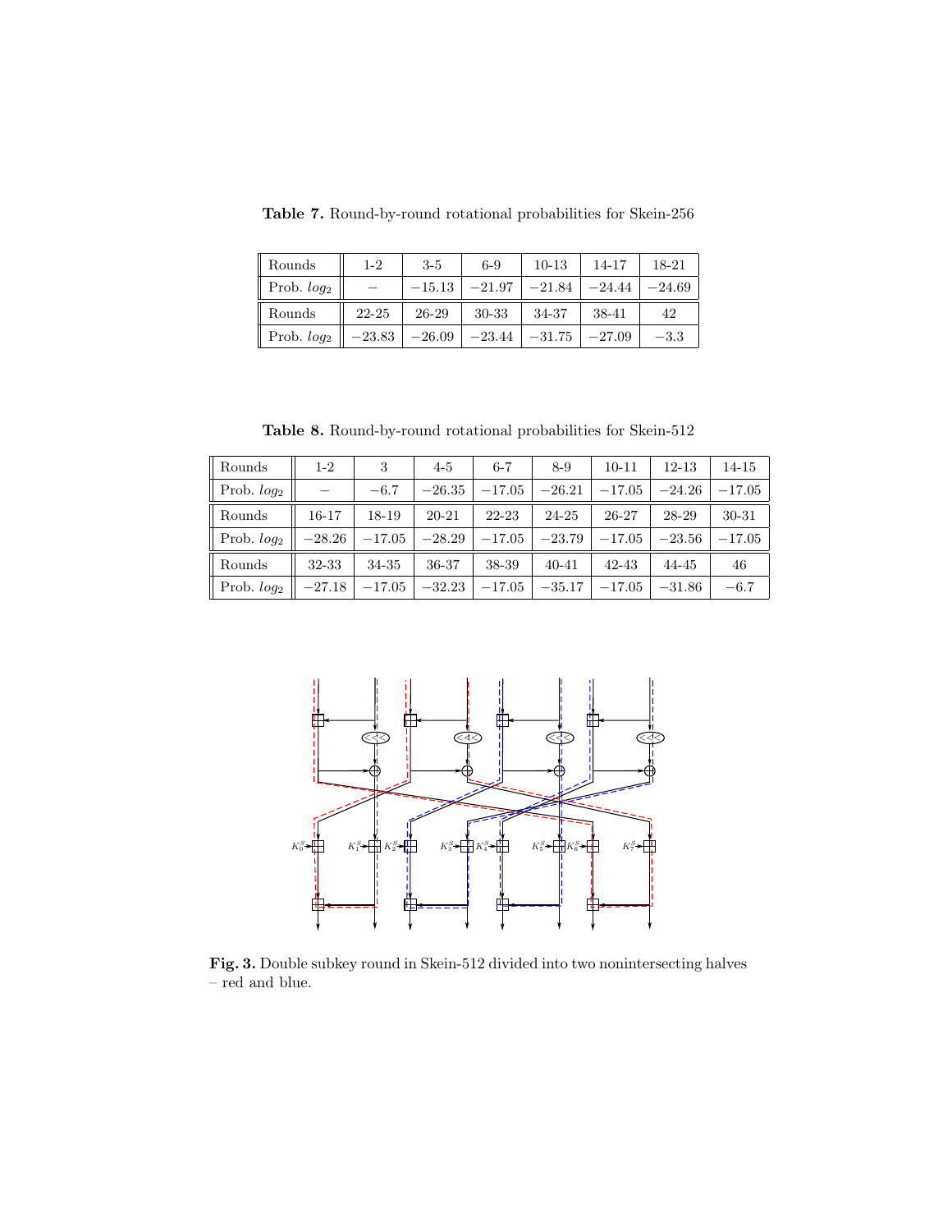**Table 7.** Round-by-round rotational probabilities for Skein-256

| Rounds | 1-2 | 3-5 | 6-9 | 10-13 | 14-17 | 18-21 |
|---|---|---|---|---|---|---|
| Prob. $log_2$ | – | $-15.13$ | $-21.97$ | $-21.84$ | $-24.44$ | $-24.69$ |
| Rounds | 22-25 | 26-29 | 30-33 | 34-37 | 38-41 | 42 |
| Prob. $log_2$ | $-23.83$ | $-26.09$ | $-23.44$ | $-31.75$ | $-27.09$ | $-3.3$ |

**Table 8.** Round-by-round rotational probabilities for Skein-512

| Rounds | 1-2 | 3 | 4-5 | 6-7 | 8-9 | 10-11 | 12-13 | 14-15 |
|---|---|---|---|---|---|---|---|---|
| Prob. $log_2$ | – | $-6.7$ | $-26.35$ | $-17.05$ | $-26.21$ | $-17.05$ | $-24.26$ | $-17.05$ |
| Rounds | 16-17 | 18-19 | 20-21 | 22-23 | 24-25 | 26-27 | 28-29 | 30-31 |
| Prob. $log_2$ | $-28.26$ | $-17.05$ | $-28.29$ | $-17.05$ | $-23.79$ | $-17.05$ | $-23.56$ | $-17.05$ |
| Rounds | 32-33 | 34-35 | 36-37 | 38-39 | 40-41 | 42-43 | 44-45 | 46 |
| Prob. $log_2$ | $-27.18$ | $-17.05$ | $-32.23$ | $-17.05$ | $-35.17$ | $-17.05$ | $-31.86$ | $-6.7$ |

$K_0^S$ $K_1^S$ $K_2^S$ $K_3^S$ $K_4^S$ $K_5^S$ $K_6^S$ $K_7^S$

**Fig. 3.** Double subkey round in Skein-512 divided into two nonintersecting halves – red and blue.